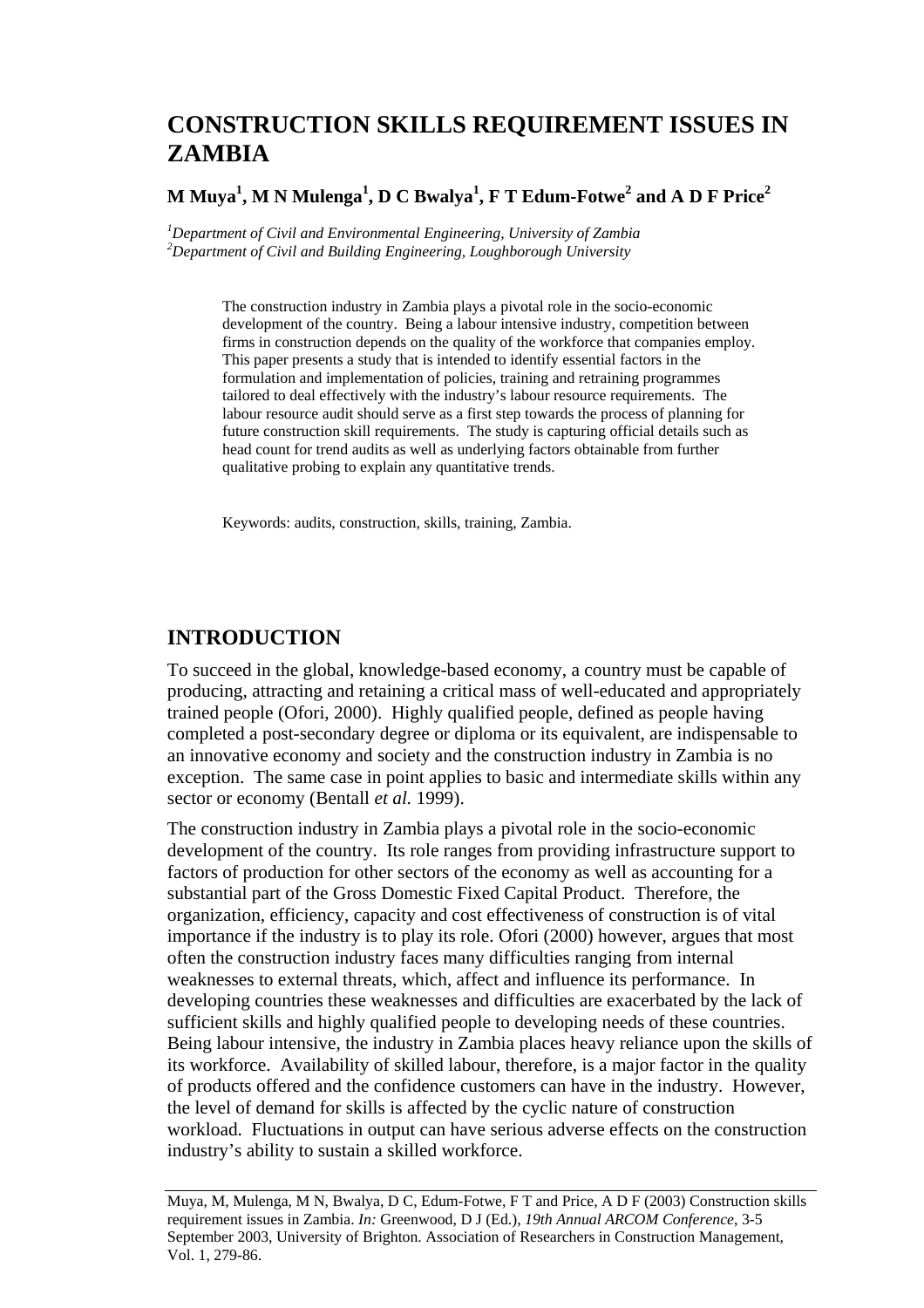# CONSTRUCTION SKILLS REQUIREMENT ISSUES IN ZAMBIA

**M Muya[1], M N Mulenga[1], D C Bwalya[1], F T Edum-Fotwe[2] and A D F Price[2]**

[1]*Department of Civil and Environmental Engineering, University of Zambia*
[2]*Department of Civil and Building Engineering, Loughborough University*

The construction industry in Zambia plays a pivotal role in the socio-economic development of the country. Being a labour intensive industry, competition between firms in construction depends on the quality of the workforce that companies employ. This paper presents a study that is intended to identify essential factors in the formulation and implementation of policies, training and retraining programmes tailored to deal effectively with the industry's labour resource requirements. The labour resource audit should serve as a first step towards the process of planning for future construction skill requirements. The study is capturing official details such as head count for trend audits as well as underlying factors obtainable from further qualitative probing to explain any quantitative trends.

Keywords: audits, construction, skills, training, Zambia.

## INTRODUCTION

To succeed in the global, knowledge-based economy, a country must be capable of producing, attracting and retaining a critical mass of well-educated and appropriately trained people (Ofori, 2000). Highly qualified people, defined as people having completed a post-secondary degree or diploma or its equivalent, are indispensable to an innovative economy and society and the construction industry in Zambia is no exception. The same case in point applies to basic and intermediate skills within any sector or economy (Bentall *et al.* 1999).

The construction industry in Zambia plays a pivotal role in the socio-economic development of the country. Its role ranges from providing infrastructure support to factors of production for other sectors of the economy as well as accounting for a substantial part of the Gross Domestic Fixed Capital Product. Therefore, the organization, efficiency, capacity and cost effectiveness of construction is of vital importance if the industry is to play its role. Ofori (2000) however, argues that most often the construction industry faces many difficulties ranging from internal weaknesses to external threats, which, affect and influence its performance. In developing countries these weaknesses and difficulties are exacerbated by the lack of sufficient skills and highly qualified people to developing needs of these countries. Being labour intensive, the industry in Zambia places heavy reliance upon the skills of its workforce. Availability of skilled labour, therefore, is a major factor in the quality of products offered and the confidence customers can have in the industry. However, the level of demand for skills is affected by the cyclic nature of construction workload. Fluctuations in output can have serious adverse effects on the construction industry's ability to sustain a skilled workforce.

Muya, M, Mulenga, M N, Bwalya, D C, Edum-Fotwe, F T and Price, A D F (2003) Construction skills requirement issues in Zambia. *In:* Greenwood, D J (Ed.), *19th Annual ARCOM Conference*, 3-5 September 2003, University of Brighton. Association of Researchers in Construction Management, Vol. 1, 279-86.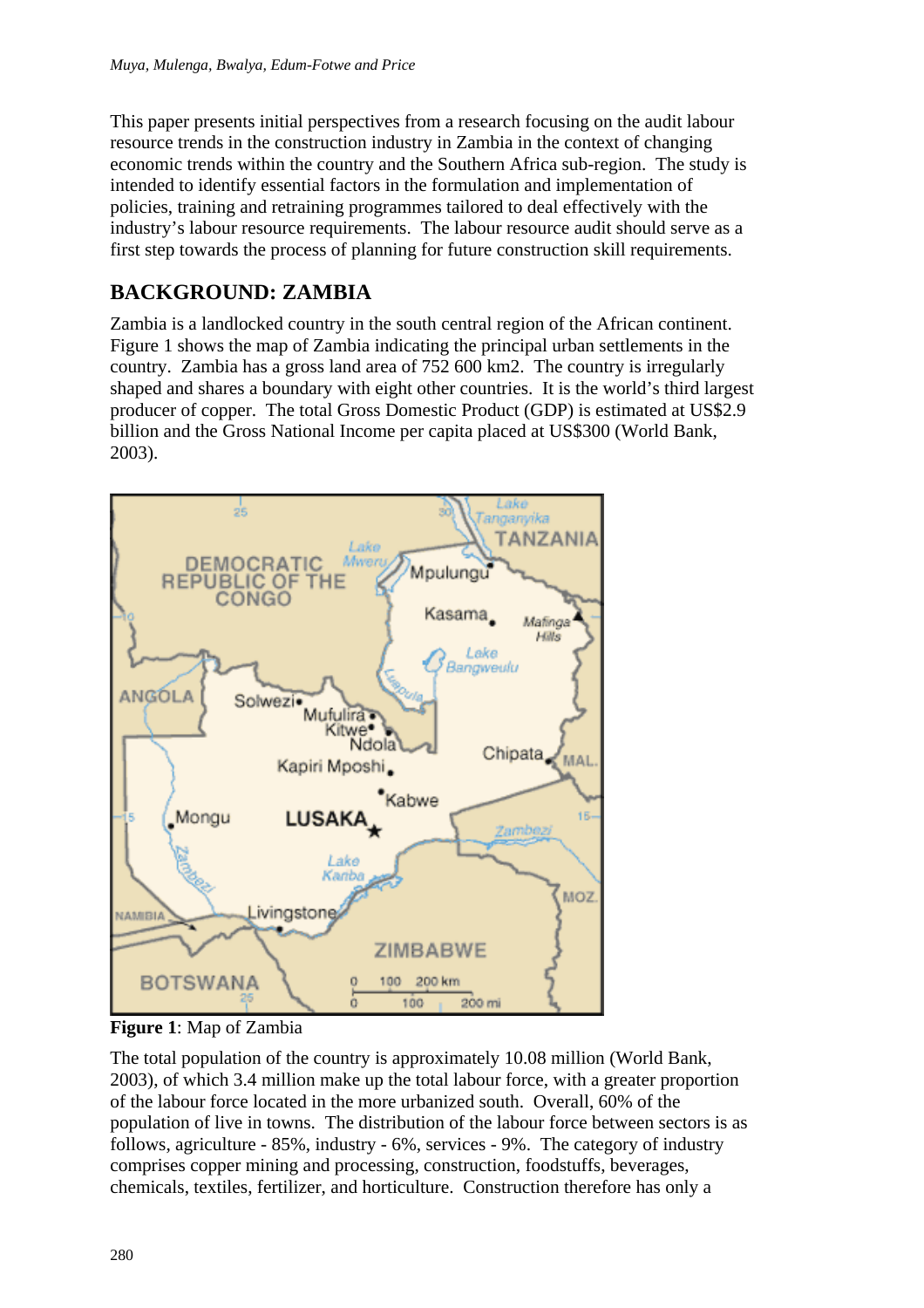This paper presents initial perspectives from a research focusing on the audit labour resource trends in the construction industry in Zambia in the context of changing economic trends within the country and the Southern Africa sub-region. The study is intended to identify essential factors in the formulation and implementation of policies, training and retraining programmes tailored to deal effectively with the industry's labour resource requirements. The labour resource audit should serve as a first step towards the process of planning for future construction skill requirements.

## BACKGROUND: ZAMBIA

Zambia is a landlocked country in the south central region of the African continent. Figure 1 shows the map of Zambia indicating the principal urban settlements in the country. Zambia has a gross land area of 752 600 km2. The country is irregularly shaped and shares a boundary with eight other countries. It is the world's third largest producer of copper. The total Gross Domestic Product (GDP) is estimated at US$2.9 billion and the Gross National Income per capita placed at US$300 (World Bank, 2003).

**Figure 1**: Map of Zambia

The total population of the country is approximately 10.08 million (World Bank, 2003), of which 3.4 million make up the total labour force, with a greater proportion of the labour force located in the more urbanized south. Overall, 60% of the population of live in towns. The distribution of the labour force between sectors is as follows, agriculture - 85%, industry - 6%, services - 9%. The category of industry comprises copper mining and processing, construction, foodstuffs, beverages, chemicals, textiles, fertilizer, and horticulture. Construction therefore has only a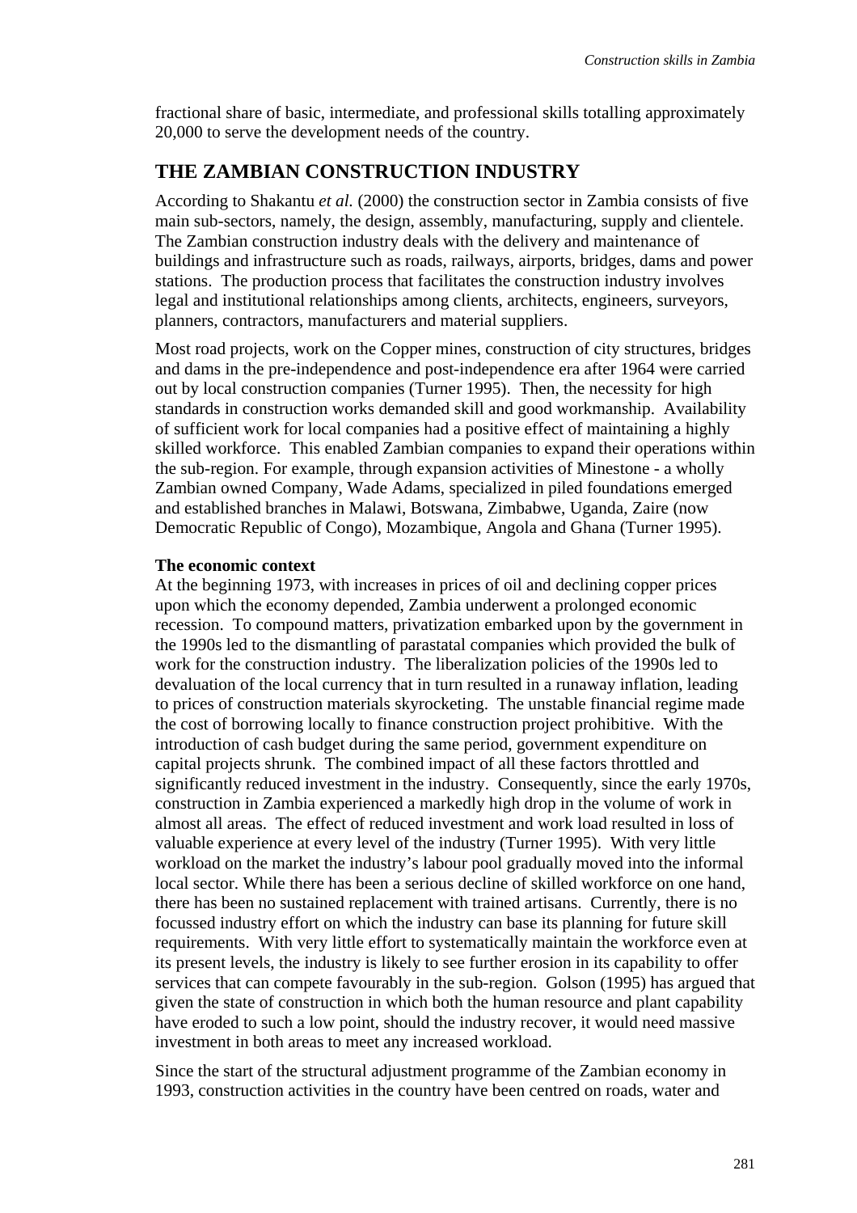fractional share of basic, intermediate, and professional skills totalling approximately 20,000 to serve the development needs of the country.

## THE ZAMBIAN CONSTRUCTION INDUSTRY

According to Shakantu *et al.* (2000) the construction sector in Zambia consists of five main sub-sectors, namely, the design, assembly, manufacturing, supply and clientele. The Zambian construction industry deals with the delivery and maintenance of buildings and infrastructure such as roads, railways, airports, bridges, dams and power stations. The production process that facilitates the construction industry involves legal and institutional relationships among clients, architects, engineers, surveyors, planners, contractors, manufacturers and material suppliers.

Most road projects, work on the Copper mines, construction of city structures, bridges and dams in the pre-independence and post-independence era after 1964 were carried out by local construction companies (Turner 1995). Then, the necessity for high standards in construction works demanded skill and good workmanship. Availability of sufficient work for local companies had a positive effect of maintaining a highly skilled workforce. This enabled Zambian companies to expand their operations within the sub-region. For example, through expansion activities of Minestone - a wholly Zambian owned Company, Wade Adams, specialized in piled foundations emerged and established branches in Malawi, Botswana, Zimbabwe, Uganda, Zaire (now Democratic Republic of Congo), Mozambique, Angola and Ghana (Turner 1995).

**The economic context**

At the beginning 1973, with increases in prices of oil and declining copper prices upon which the economy depended, Zambia underwent a prolonged economic recession. To compound matters, privatization embarked upon by the government in the 1990s led to the dismantling of parastatal companies which provided the bulk of work for the construction industry. The liberalization policies of the 1990s led to devaluation of the local currency that in turn resulted in a runaway inflation, leading to prices of construction materials skyrocketing. The unstable financial regime made the cost of borrowing locally to finance construction project prohibitive. With the introduction of cash budget during the same period, government expenditure on capital projects shrunk. The combined impact of all these factors throttled and significantly reduced investment in the industry. Consequently, since the early 1970s, construction in Zambia experienced a markedly high drop in the volume of work in almost all areas. The effect of reduced investment and work load resulted in loss of valuable experience at every level of the industry (Turner 1995). With very little workload on the market the industry's labour pool gradually moved into the informal local sector. While there has been a serious decline of skilled workforce on one hand, there has been no sustained replacement with trained artisans. Currently, there is no focussed industry effort on which the industry can base its planning for future skill requirements. With very little effort to systematically maintain the workforce even at its present levels, the industry is likely to see further erosion in its capability to offer services that can compete favourably in the sub-region. Golson (1995) has argued that given the state of construction in which both the human resource and plant capability have eroded to such a low point, should the industry recover, it would need massive investment in both areas to meet any increased workload.

Since the start of the structural adjustment programme of the Zambian economy in 1993, construction activities in the country have been centred on roads, water and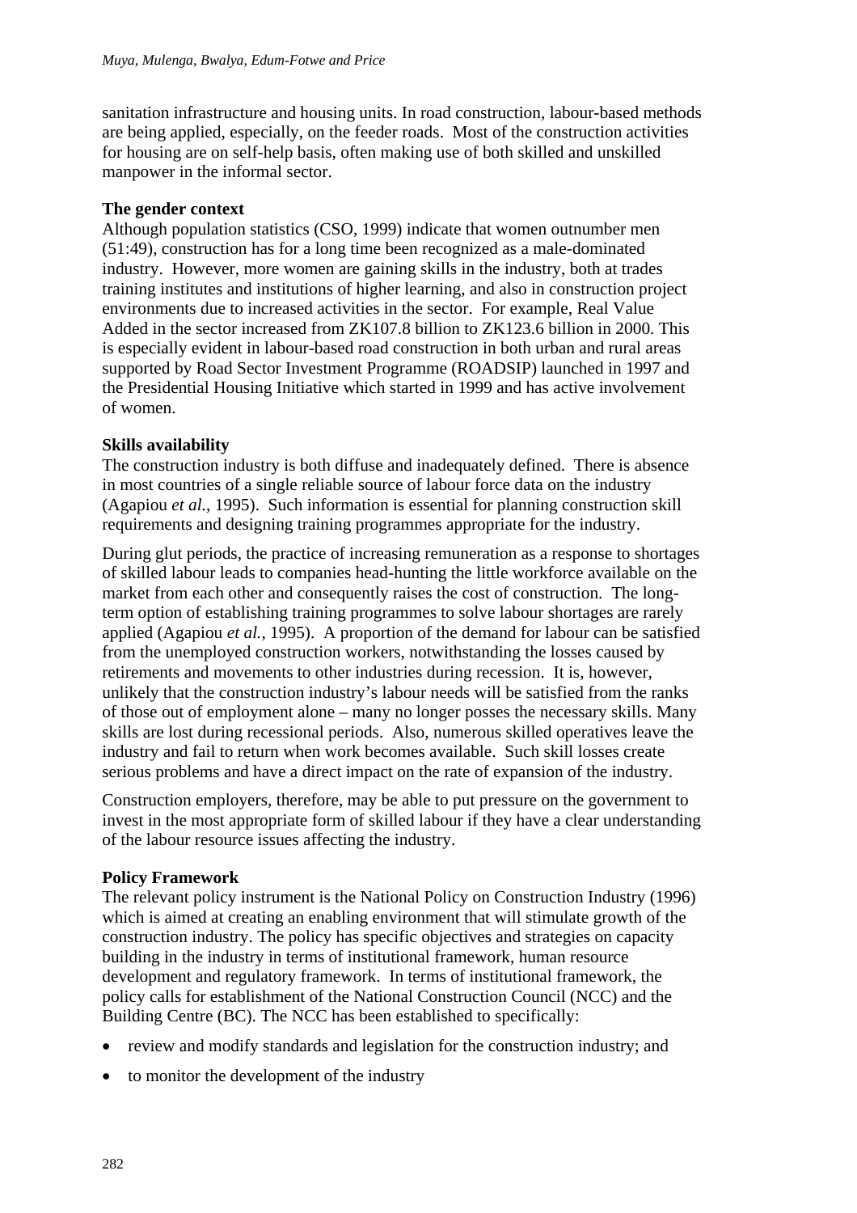sanitation infrastructure and housing units. In road construction, labour-based methods are being applied, especially, on the feeder roads. Most of the construction activities for housing are on self-help basis, often making use of both skilled and unskilled manpower in the informal sector.

**The gender context**

Although population statistics (CSO, 1999) indicate that women outnumber men (51:49), construction has for a long time been recognized as a male-dominated industry. However, more women are gaining skills in the industry, both at trades training institutes and institutions of higher learning, and also in construction project environments due to increased activities in the sector. For example, Real Value Added in the sector increased from ZK107.8 billion to ZK123.6 billion in 2000. This is especially evident in labour-based road construction in both urban and rural areas supported by Road Sector Investment Programme (ROADSIP) launched in 1997 and the Presidential Housing Initiative which started in 1999 and has active involvement of women.

**Skills availability**

The construction industry is both diffuse and inadequately defined. There is absence in most countries of a single reliable source of labour force data on the industry (Agapiou *et al.*, 1995). Such information is essential for planning construction skill requirements and designing training programmes appropriate for the industry.

During glut periods, the practice of increasing remuneration as a response to shortages of skilled labour leads to companies head-hunting the little workforce available on the market from each other and consequently raises the cost of construction. The long-term option of establishing training programmes to solve labour shortages are rarely applied (Agapiou *et al.*, 1995). A proportion of the demand for labour can be satisfied from the unemployed construction workers, notwithstanding the losses caused by retirements and movements to other industries during recession. It is, however, unlikely that the construction industry's labour needs will be satisfied from the ranks of those out of employment alone – many no longer posses the necessary skills. Many skills are lost during recessional periods. Also, numerous skilled operatives leave the industry and fail to return when work becomes available. Such skill losses create serious problems and have a direct impact on the rate of expansion of the industry.

Construction employers, therefore, may be able to put pressure on the government to invest in the most appropriate form of skilled labour if they have a clear understanding of the labour resource issues affecting the industry.

**Policy Framework**

The relevant policy instrument is the National Policy on Construction Industry (1996) which is aimed at creating an enabling environment that will stimulate growth of the construction industry. The policy has specific objectives and strategies on capacity building in the industry in terms of institutional framework, human resource development and regulatory framework. In terms of institutional framework, the policy calls for establishment of the National Construction Council (NCC) and the Building Centre (BC). The NCC has been established to specifically:

- review and modify standards and legislation for the construction industry; and
- to monitor the development of the industry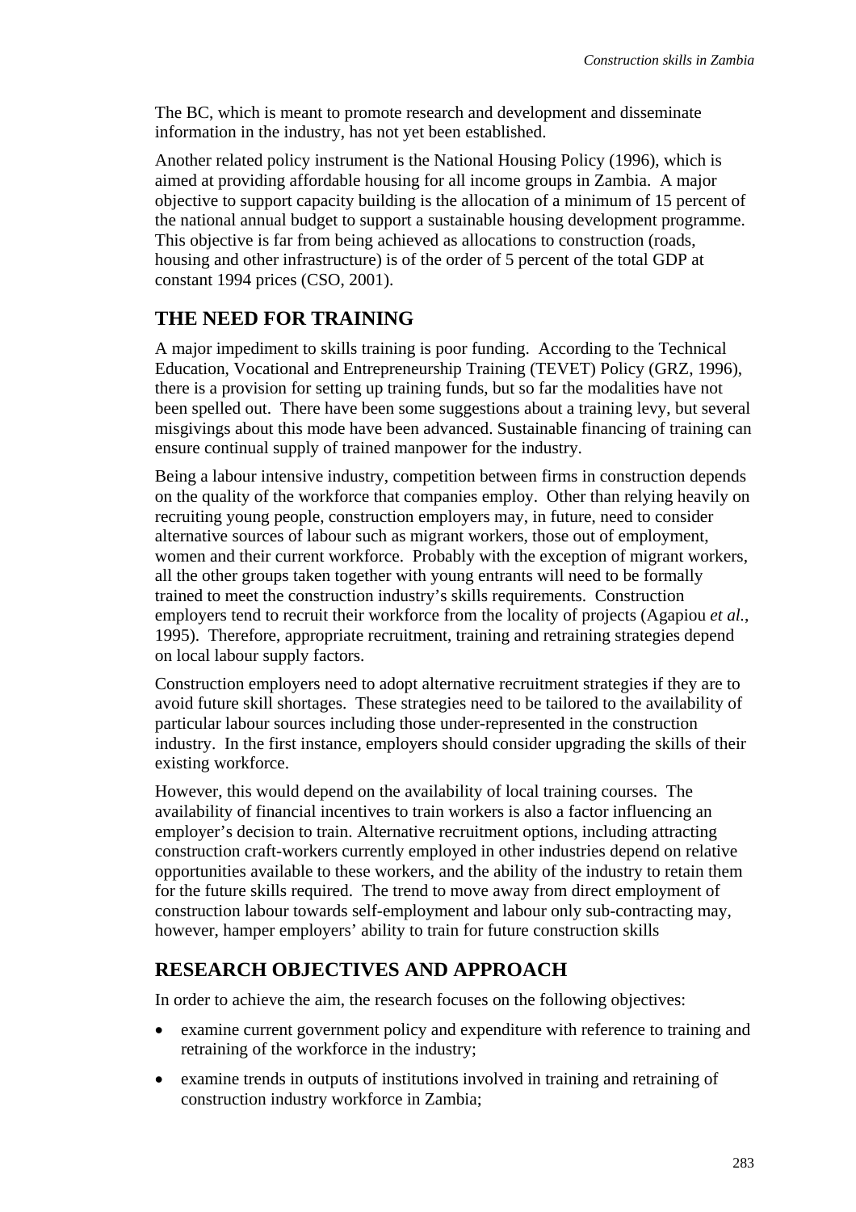The BC, which is meant to promote research and development and disseminate information in the industry, has not yet been established.

Another related policy instrument is the National Housing Policy (1996), which is aimed at providing affordable housing for all income groups in Zambia. A major objective to support capacity building is the allocation of a minimum of 15 percent of the national annual budget to support a sustainable housing development programme. This objective is far from being achieved as allocations to construction (roads, housing and other infrastructure) is of the order of 5 percent of the total GDP at constant 1994 prices (CSO, 2001).

## THE NEED FOR TRAINING

A major impediment to skills training is poor funding. According to the Technical Education, Vocational and Entrepreneurship Training (TEVET) Policy (GRZ, 1996), there is a provision for setting up training funds, but so far the modalities have not been spelled out. There have been some suggestions about a training levy, but several misgivings about this mode have been advanced. Sustainable financing of training can ensure continual supply of trained manpower for the industry.

Being a labour intensive industry, competition between firms in construction depends on the quality of the workforce that companies employ. Other than relying heavily on recruiting young people, construction employers may, in future, need to consider alternative sources of labour such as migrant workers, those out of employment, women and their current workforce. Probably with the exception of migrant workers, all the other groups taken together with young entrants will need to be formally trained to meet the construction industry's skills requirements. Construction employers tend to recruit their workforce from the locality of projects (Agapiou *et al.*, 1995). Therefore, appropriate recruitment, training and retraining strategies depend on local labour supply factors.

Construction employers need to adopt alternative recruitment strategies if they are to avoid future skill shortages. These strategies need to be tailored to the availability of particular labour sources including those under-represented in the construction industry. In the first instance, employers should consider upgrading the skills of their existing workforce.

However, this would depend on the availability of local training courses. The availability of financial incentives to train workers is also a factor influencing an employer's decision to train. Alternative recruitment options, including attracting construction craft-workers currently employed in other industries depend on relative opportunities available to these workers, and the ability of the industry to retain them for the future skills required. The trend to move away from direct employment of construction labour towards self-employment and labour only sub-contracting may, however, hamper employers' ability to train for future construction skills

## RESEARCH OBJECTIVES AND APPROACH

In order to achieve the aim, the research focuses on the following objectives:

- examine current government policy and expenditure with reference to training and retraining of the workforce in the industry;
- examine trends in outputs of institutions involved in training and retraining of construction industry workforce in Zambia;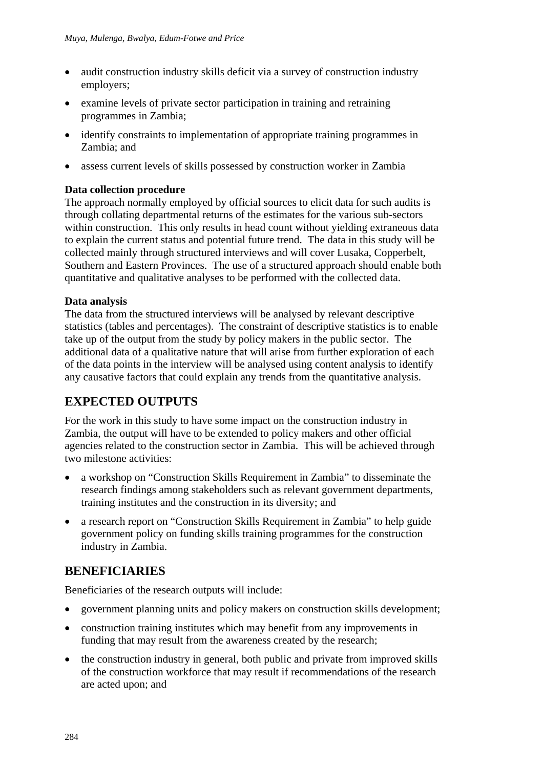- audit construction industry skills deficit via a survey of construction industry employers;
- examine levels of private sector participation in training and retraining programmes in Zambia;
- identify constraints to implementation of appropriate training programmes in Zambia; and
- assess current levels of skills possessed by construction worker in Zambia

**Data collection procedure**
The approach normally employed by official sources to elicit data for such audits is through collating departmental returns of the estimates for the various sub-sectors within construction. This only results in head count without yielding extraneous data to explain the current status and potential future trend. The data in this study will be collected mainly through structured interviews and will cover Lusaka, Copperbelt, Southern and Eastern Provinces. The use of a structured approach should enable both quantitative and qualitative analyses to be performed with the collected data.

**Data analysis**
The data from the structured interviews will be analysed by relevant descriptive statistics (tables and percentages). The constraint of descriptive statistics is to enable take up of the output from the study by policy makers in the public sector. The additional data of a qualitative nature that will arise from further exploration of each of the data points in the interview will be analysed using content analysis to identify any causative factors that could explain any trends from the quantitative analysis.

## EXPECTED OUTPUTS

For the work in this study to have some impact on the construction industry in Zambia, the output will have to be extended to policy makers and other official agencies related to the construction sector in Zambia. This will be achieved through two milestone activities:

- a workshop on "Construction Skills Requirement in Zambia" to disseminate the research findings among stakeholders such as relevant government departments, training institutes and the construction in its diversity; and
- a research report on "Construction Skills Requirement in Zambia" to help guide government policy on funding skills training programmes for the construction industry in Zambia.

## BENEFICIARIES

Beneficiaries of the research outputs will include:

- government planning units and policy makers on construction skills development;
- construction training institutes which may benefit from any improvements in funding that may result from the awareness created by the research;
- the construction industry in general, both public and private from improved skills of the construction workforce that may result if recommendations of the research are acted upon; and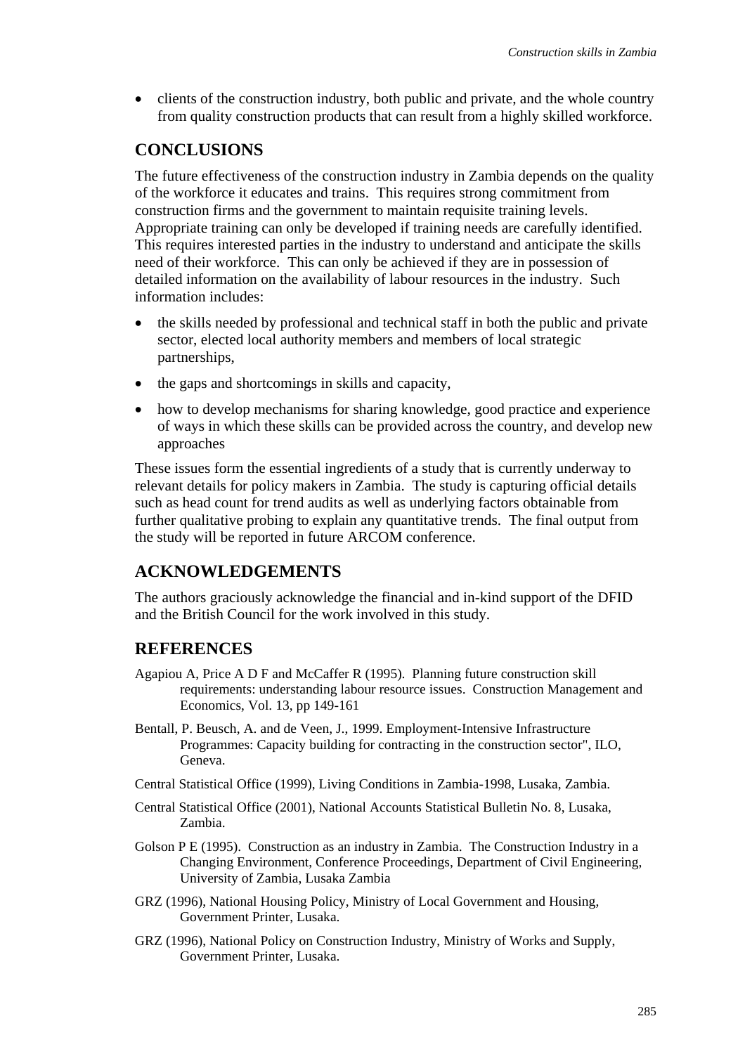- clients of the construction industry, both public and private, and the whole country from quality construction products that can result from a highly skilled workforce.

## CONCLUSIONS

The future effectiveness of the construction industry in Zambia depends on the quality of the workforce it educates and trains. This requires strong commitment from construction firms and the government to maintain requisite training levels. Appropriate training can only be developed if training needs are carefully identified. This requires interested parties in the industry to understand and anticipate the skills need of their workforce. This can only be achieved if they are in possession of detailed information on the availability of labour resources in the industry. Such information includes:

- the skills needed by professional and technical staff in both the public and private sector, elected local authority members and members of local strategic partnerships,
- the gaps and shortcomings in skills and capacity,
- how to develop mechanisms for sharing knowledge, good practice and experience of ways in which these skills can be provided across the country, and develop new approaches

These issues form the essential ingredients of a study that is currently underway to relevant details for policy makers in Zambia. The study is capturing official details such as head count for trend audits as well as underlying factors obtainable from further qualitative probing to explain any quantitative trends. The final output from the study will be reported in future ARCOM conference.

## ACKNOWLEDGEMENTS

The authors graciously acknowledge the financial and in-kind support of the DFID and the British Council for the work involved in this study.

## REFERENCES

Agapiou A, Price A D F and McCaffer R (1995). Planning future construction skill requirements: understanding labour resource issues. Construction Management and Economics, Vol. 13, pp 149-161

Bentall, P. Beusch, A. and de Veen, J., 1999. Employment-Intensive Infrastructure Programmes: Capacity building for contracting in the construction sector", ILO, Geneva.

Central Statistical Office (1999), Living Conditions in Zambia-1998, Lusaka, Zambia.

Central Statistical Office (2001), National Accounts Statistical Bulletin No. 8, Lusaka, Zambia.

Golson P E (1995). Construction as an industry in Zambia. The Construction Industry in a Changing Environment, Conference Proceedings, Department of Civil Engineering, University of Zambia, Lusaka Zambia

GRZ (1996), National Housing Policy, Ministry of Local Government and Housing, Government Printer, Lusaka.

GRZ (1996), National Policy on Construction Industry, Ministry of Works and Supply, Government Printer, Lusaka.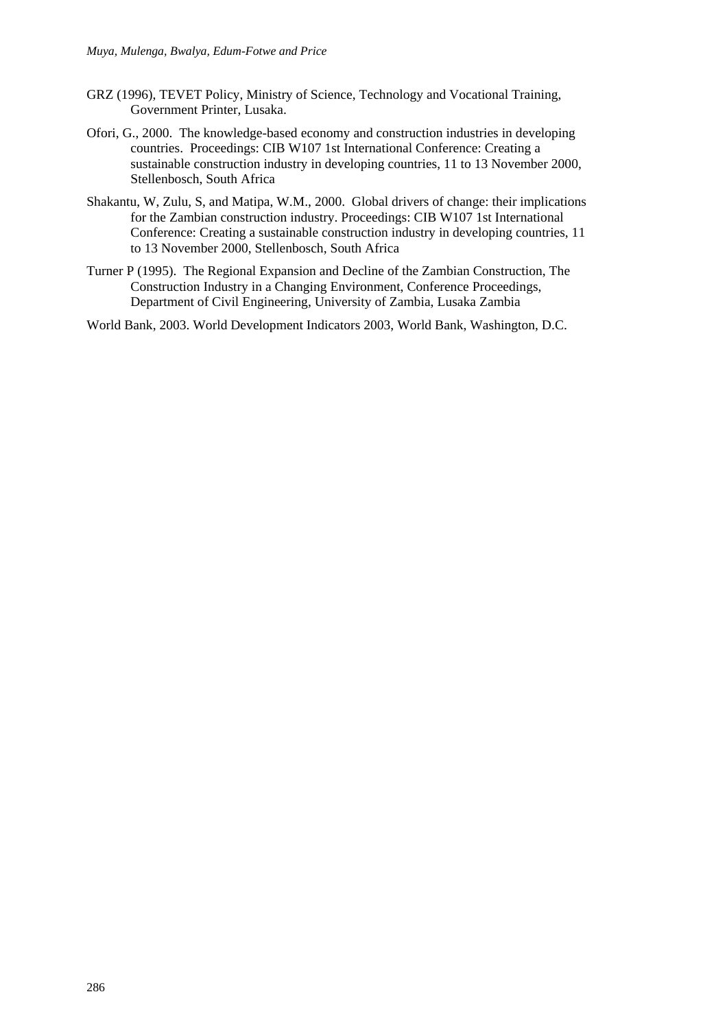GRZ (1996), TEVET Policy, Ministry of Science, Technology and Vocational Training, Government Printer, Lusaka.

Ofori, G., 2000. The knowledge-based economy and construction industries in developing countries. Proceedings: CIB W107 1st International Conference: Creating a sustainable construction industry in developing countries, 11 to 13 November 2000, Stellenbosch, South Africa

Shakantu, W, Zulu, S, and Matipa, W.M., 2000. Global drivers of change: their implications for the Zambian construction industry. Proceedings: CIB W107 1st International Conference: Creating a sustainable construction industry in developing countries, 11 to 13 November 2000, Stellenbosch, South Africa

Turner P (1995). The Regional Expansion and Decline of the Zambian Construction, The Construction Industry in a Changing Environment, Conference Proceedings, Department of Civil Engineering, University of Zambia, Lusaka Zambia

World Bank, 2003. World Development Indicators 2003, World Bank, Washington, D.C.